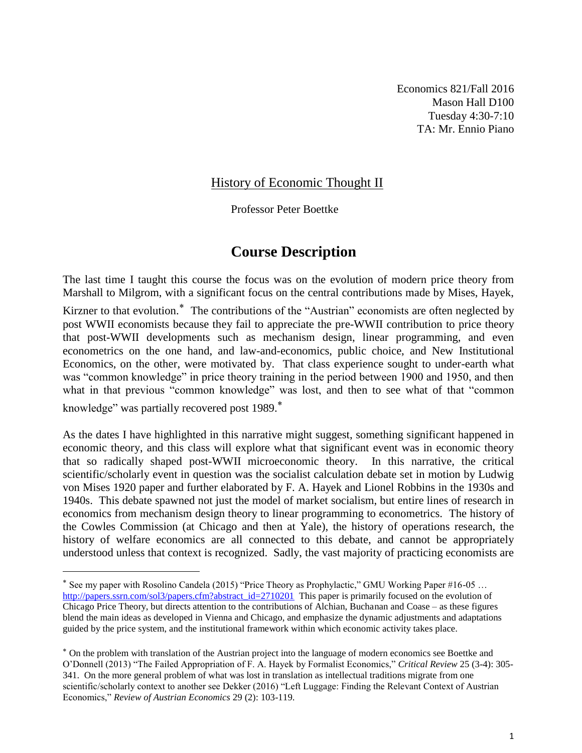Economics 821/Fall 2016
Mason Hall D100
Tuesday 4:30-7:10
TA: Mr. Ennio Piano

# History of Economic Thought II

Professor Peter Boettke

## Course Description

The last time I taught this course the focus was on the evolution of modern price theory from Marshall to Milgrom, with a significant focus on the central contributions made by Mises, Hayek, Kirzner to that evolution.* The contributions of the "Austrian" economists are often neglected by post WWII economists because they fail to appreciate the pre-WWII contribution to price theory that post-WWII developments such as mechanism design, linear programming, and even econometrics on the one hand, and law-and-economics, public choice, and New Institutional Economics, on the other, were motivated by. That class experience sought to under-earth what was "common knowledge" in price theory training in the period between 1900 and 1950, and then what in that previous "common knowledge" was lost, and then to see what of that "common knowledge" was partially recovered post 1989.*

As the dates I have highlighted in this narrative might suggest, something significant happened in economic theory, and this class will explore what that significant event was in economic theory that so radically shaped post-WWII microeconomic theory. In this narrative, the critical scientific/scholarly event in question was the socialist calculation debate set in motion by Ludwig von Mises 1920 paper and further elaborated by F. A. Hayek and Lionel Robbins in the 1930s and 1940s. This debate spawned not just the model of market socialism, but entire lines of research in economics from mechanism design theory to linear programming to econometrics. The history of the Cowles Commission (at Chicago and then at Yale), the history of operations research, the history of welfare economics are all connected to this debate, and cannot be appropriately understood unless that context is recognized. Sadly, the vast majority of practicing economists are

---

* See my paper with Rosolino Candela (2015) "Price Theory as Prophylactic," GMU Working Paper #16-05 … http://papers.ssrn.com/sol3/papers.cfm?abstract_id=2710201 This paper is primarily focused on the evolution of Chicago Price Theory, but directs attention to the contributions of Alchian, Buchanan and Coase – as these figures blend the main ideas as developed in Vienna and Chicago, and emphasize the dynamic adjustments and adaptations guided by the price system, and the institutional framework within which economic activity takes place.

* On the problem with translation of the Austrian project into the language of modern economics see Boettke and O'Donnell (2013) "The Failed Appropriation of F. A. Hayek by Formalist Economics," *Critical Review* 25 (3-4): 305-341. On the more general problem of what was lost in translation as intellectual traditions migrate from one scientific/scholarly context to another see Dekker (2016) "Left Luggage: Finding the Relevant Context of Austrian Economics," *Review of Austrian Economics* 29 (2): 103-119.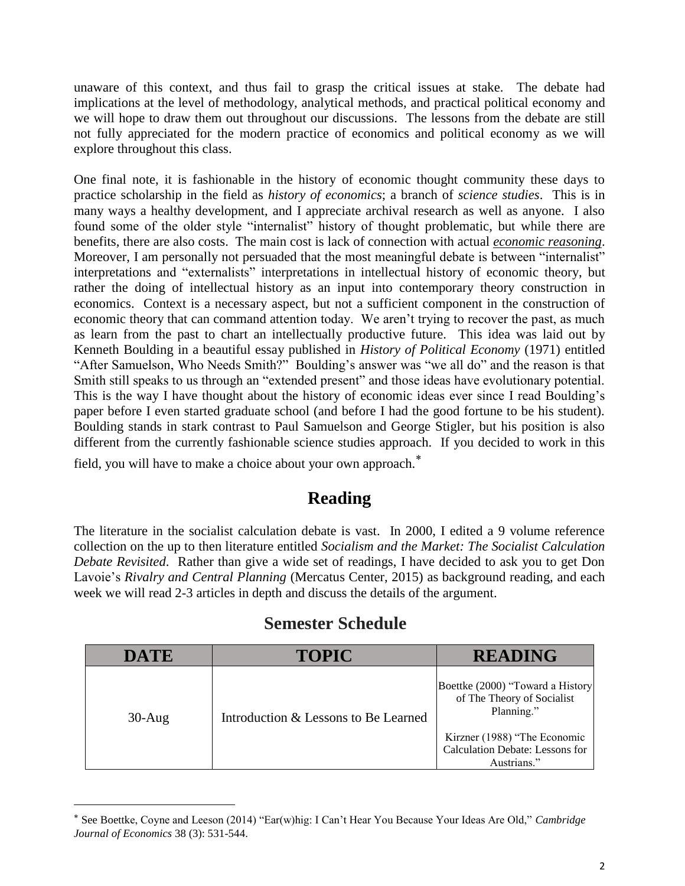unaware of this context, and thus fail to grasp the critical issues at stake. The debate had implications at the level of methodology, analytical methods, and practical political economy and we will hope to draw them out throughout our discussions. The lessons from the debate are still not fully appreciated for the modern practice of economics and political economy as we will explore throughout this class.

One final note, it is fashionable in the history of economic thought community these days to practice scholarship in the field as *history of economics*; a branch of *science studies*. This is in many ways a healthy development, and I appreciate archival research as well as anyone. I also found some of the older style "internalist" history of thought problematic, but while there are benefits, there are also costs. The main cost is lack of connection with actual ***economic reasoning***. Moreover, I am personally not persuaded that the most meaningful debate is between "internalist" interpretations and "externalists" interpretations in intellectual history of economic theory, but rather the doing of intellectual history as an input into contemporary theory construction in economics. Context is a necessary aspect, but not a sufficient component in the construction of economic theory that can command attention today. We aren't trying to recover the past, as much as learn from the past to chart an intellectually productive future. This idea was laid out by Kenneth Boulding in a beautiful essay published in *History of Political Economy* (1971) entitled "After Samuelson, Who Needs Smith?" Boulding's answer was "we all do" and the reason is that Smith still speaks to us through an "extended present" and those ideas have evolutionary potential. This is the way I have thought about the history of economic ideas ever since I read Boulding's paper before I even started graduate school (and before I had the good fortune to be his student). Boulding stands in stark contrast to Paul Samuelson and George Stigler, but his position is also different from the currently fashionable science studies approach. If you decided to work in this field, you will have to make a choice about your own approach.[*]

## Reading

The literature in the socialist calculation debate is vast. In 2000, I edited a 9 volume reference collection on the up to then literature entitled *Socialism and the Market: The Socialist Calculation Debate Revisited*. Rather than give a wide set of readings, I have decided to ask you to get Don Lavoie's *Rivalry and Central Planning* (Mercatus Center, 2015) as background reading, and each week we will read 2-3 articles in depth and discuss the details of the argument.

## Semester Schedule

| DATE | TOPIC | READING |
|---|---|---|
| 30-Aug | Introduction & Lessons to Be Learned | Boettke (2000) "Toward a History of The Theory of Socialist Planning." Kirzner (1988) "The Economic Calculation Debate: Lessons for Austrians." |

[*] See Boettke, Coyne and Leeson (2014) "Ear(w)hig: I Can't Hear You Because Your Ideas Are Old," *Cambridge Journal of Economics* 38 (3): 531-544.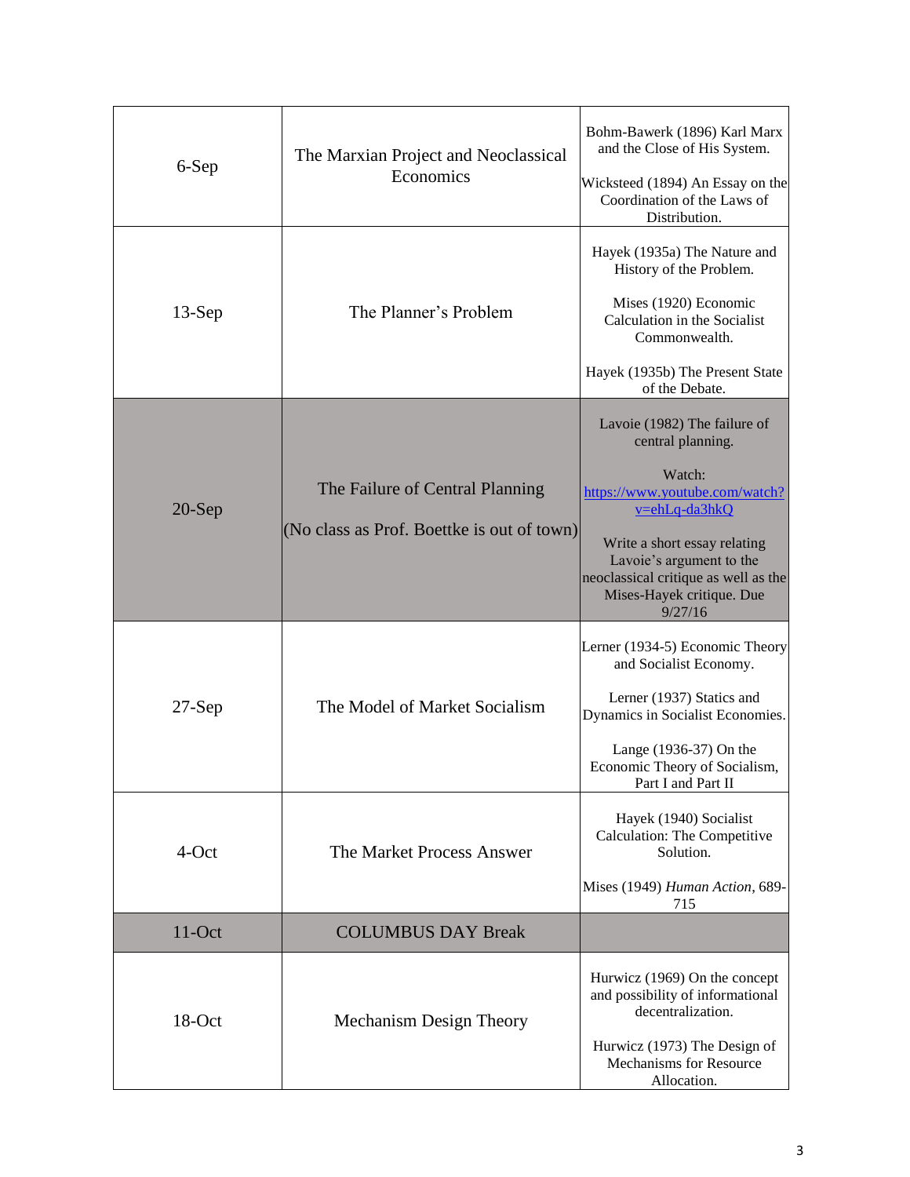| | | |
|---|---|---|
| 6-Sep | The Marxian Project and Neoclassical Economics | Bohm-Bawerk (1896) Karl Marx and the Close of His System.<br><br>Wicksteed (1894) An Essay on the Coordination of the Laws of Distribution. |
| 13-Sep | The Planner's Problem | Hayek (1935a) The Nature and History of the Problem.<br><br>Mises (1920) Economic Calculation in the Socialist Commonwealth.<br><br>Hayek (1935b) The Present State of the Debate. |
| 20-Sep | The Failure of Central Planning<br><br>(No class as Prof. Boettke is out of town) | Lavoie (1982) The failure of central planning.<br><br>Watch: [https://www.youtube.com/watch?v=ehLq-da3hkQ](https://www.youtube.com/watch?v=ehLq-da3hkQ)<br><br>Write a short essay relating Lavoie's argument to the neoclassical critique as well as the Mises-Hayek critique. Due 9/27/16 |
| 27-Sep | The Model of Market Socialism | Lerner (1934-5) Economic Theory and Socialist Economy.<br><br>Lerner (1937) Statics and Dynamics in Socialist Economies.<br><br>Lange (1936-37) On the Economic Theory of Socialism, Part I and Part II |
| 4-Oct | The Market Process Answer | Hayek (1940) Socialist Calculation: The Competitive Solution.<br><br>Mises (1949) *Human Action*, 689-715 |
| 11-Oct | COLUMBUS DAY Break | |
| 18-Oct | Mechanism Design Theory | Hurwicz (1969) On the concept and possibility of informational decentralization.<br><br>Hurwicz (1973) The Design of Mechanisms for Resource Allocation. |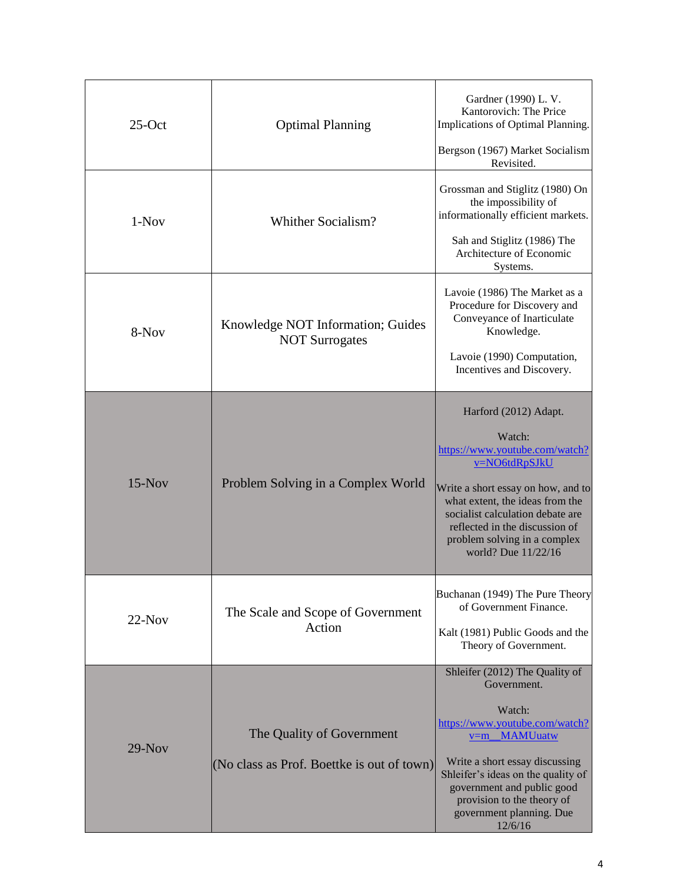| 25-Oct | Optimal Planning | Gardner (1990) L. V. Kantorovich: The Price Implications of Optimal Planning.<br><br>Bergson (1967) Market Socialism Revisited. |
|---|---|---|
| 1-Nov | Whither Socialism? | Grossman and Stiglitz (1980) On the impossibility of informationally efficient markets.<br><br>Sah and Stiglitz (1986) The Architecture of Economic Systems. |
| 8-Nov | Knowledge NOT Information; Guides NOT Surrogates | Lavoie (1986) The Market as a Procedure for Discovery and Conveyance of Inarticulate Knowledge.<br><br>Lavoie (1990) Computation, Incentives and Discovery. |
| 15-Nov | Problem Solving in a Complex World | Harford (2012) Adapt.<br><br>Watch: https://www.youtube.com/watch?v=NO6tdRpSJkU<br><br>Write a short essay on how, and to what extent, the ideas from the socialist calculation debate are reflected in the discussion of problem solving in a complex world? Due 11/22/16 |
| 22-Nov | The Scale and Scope of Government Action | Buchanan (1949) The Pure Theory of Government Finance.<br><br>Kalt (1981) Public Goods and the Theory of Government. |
| 29-Nov | The Quality of Government<br><br>(No class as Prof. Boettke is out of town) | Shleifer (2012) The Quality of Government.<br><br>Watch: https://www.youtube.com/watch?v=m__MAMUuatw<br><br>Write a short essay discussing Shleifer's ideas on the quality of government and public good provision to the theory of government planning. Due 12/6/16 |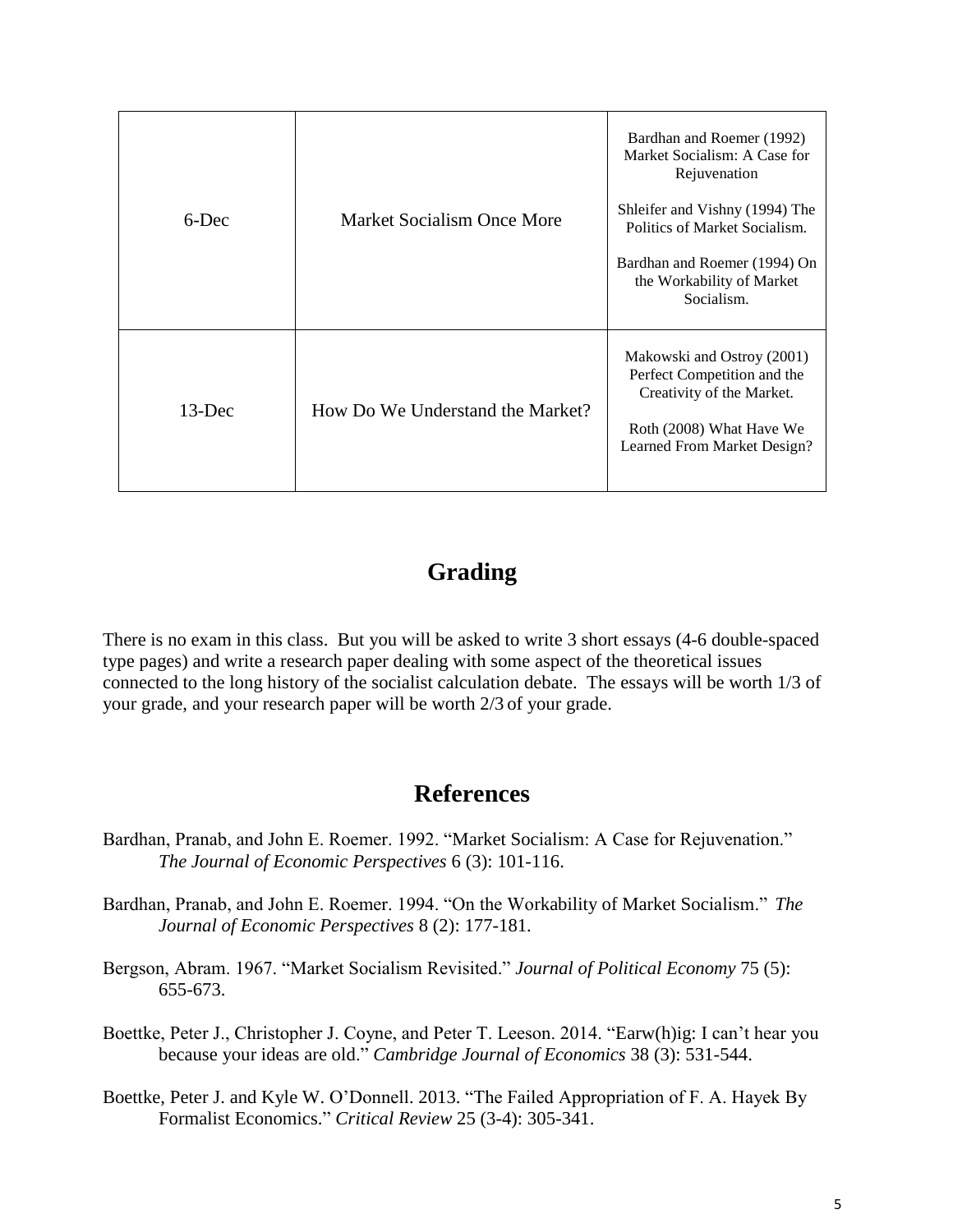| | | |
|---|---|---|
| 6-Dec | Market Socialism Once More | Bardhan and Roemer (1992) Market Socialism: A Case for Rejuvenation<br><br>Shleifer and Vishny (1994) The Politics of Market Socialism.<br><br>Bardhan and Roemer (1994) On the Workability of Market Socialism. |
| 13-Dec | How Do We Understand the Market? | Makowski and Ostroy (2001) Perfect Competition and the Creativity of the Market.<br><br>Roth (2008) What Have We Learned From Market Design? |

## Grading

There is no exam in this class. But you will be asked to write 3 short essays (4-6 double-spaced type pages) and write a research paper dealing with some aspect of the theoretical issues connected to the long history of the socialist calculation debate. The essays will be worth 1/3 of your grade, and your research paper will be worth 2/3 of your grade.

## References

Bardhan, Pranab, and John E. Roemer. 1992. "Market Socialism: A Case for Rejuvenation." *The Journal of Economic Perspectives* 6 (3): 101-116.

Bardhan, Pranab, and John E. Roemer. 1994. "On the Workability of Market Socialism." *The Journal of Economic Perspectives* 8 (2): 177-181.

Bergson, Abram. 1967. "Market Socialism Revisited." *Journal of Political Economy* 75 (5): 655-673.

Boettke, Peter J., Christopher J. Coyne, and Peter T. Leeson. 2014. "Earw(h)ig: I can't hear you because your ideas are old." *Cambridge Journal of Economics* 38 (3): 531-544.

Boettke, Peter J. and Kyle W. O'Donnell. 2013. "The Failed Appropriation of F. A. Hayek By Formalist Economics." *Critical Review* 25 (3-4): 305-341.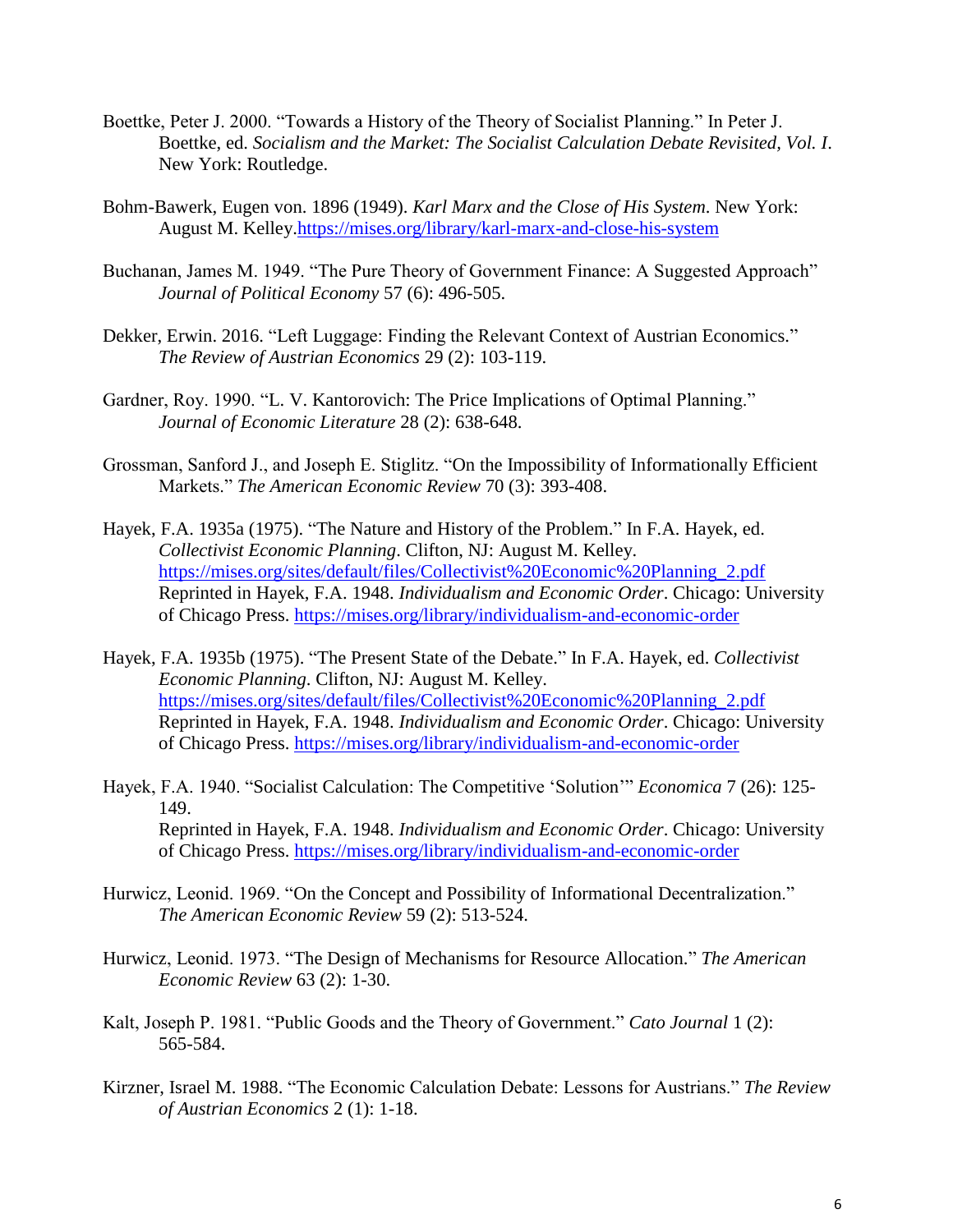Boettke, Peter J. 2000. "Towards a History of the Theory of Socialist Planning." In Peter J. Boettke, ed. *Socialism and the Market: The Socialist Calculation Debate Revisited, Vol. I*. New York: Routledge.

Bohm-Bawerk, Eugen von. 1896 (1949). *Karl Marx and the Close of His System*. New York: August M. Kelley.https://mises.org/library/karl-marx-and-close-his-system

Buchanan, James M. 1949. "The Pure Theory of Government Finance: A Suggested Approach" *Journal of Political Economy* 57 (6): 496-505.

Dekker, Erwin. 2016. "Left Luggage: Finding the Relevant Context of Austrian Economics." *The Review of Austrian Economics* 29 (2): 103-119.

Gardner, Roy. 1990. "L. V. Kantorovich: The Price Implications of Optimal Planning." *Journal of Economic Literature* 28 (2): 638-648.

Grossman, Sanford J., and Joseph E. Stiglitz. "On the Impossibility of Informationally Efficient Markets." *The American Economic Review* 70 (3): 393-408.

Hayek, F.A. 1935a (1975). "The Nature and History of the Problem." In F.A. Hayek, ed. *Collectivist Economic Planning*. Clifton, NJ: August M. Kelley. https://mises.org/sites/default/files/Collectivist%20Economic%20Planning_2.pdf Reprinted in Hayek, F.A. 1948. *Individualism and Economic Order*. Chicago: University of Chicago Press. https://mises.org/library/individualism-and-economic-order

Hayek, F.A. 1935b (1975). "The Present State of the Debate." In F.A. Hayek, ed. *Collectivist Economic Planning*. Clifton, NJ: August M. Kelley. https://mises.org/sites/default/files/Collectivist%20Economic%20Planning_2.pdf Reprinted in Hayek, F.A. 1948. *Individualism and Economic Order*. Chicago: University of Chicago Press. https://mises.org/library/individualism-and-economic-order

Hayek, F.A. 1940. "Socialist Calculation: The Competitive 'Solution'" *Economica* 7 (26): 125-149.
Reprinted in Hayek, F.A. 1948. *Individualism and Economic Order*. Chicago: University of Chicago Press. https://mises.org/library/individualism-and-economic-order

Hurwicz, Leonid. 1969. "On the Concept and Possibility of Informational Decentralization." *The American Economic Review* 59 (2): 513-524.

Hurwicz, Leonid. 1973. "The Design of Mechanisms for Resource Allocation." *The American Economic Review* 63 (2): 1-30.

Kalt, Joseph P. 1981. "Public Goods and the Theory of Government." *Cato Journal* 1 (2): 565-584.

Kirzner, Israel M. 1988. "The Economic Calculation Debate: Lessons for Austrians." *The Review of Austrian Economics* 2 (1): 1-18.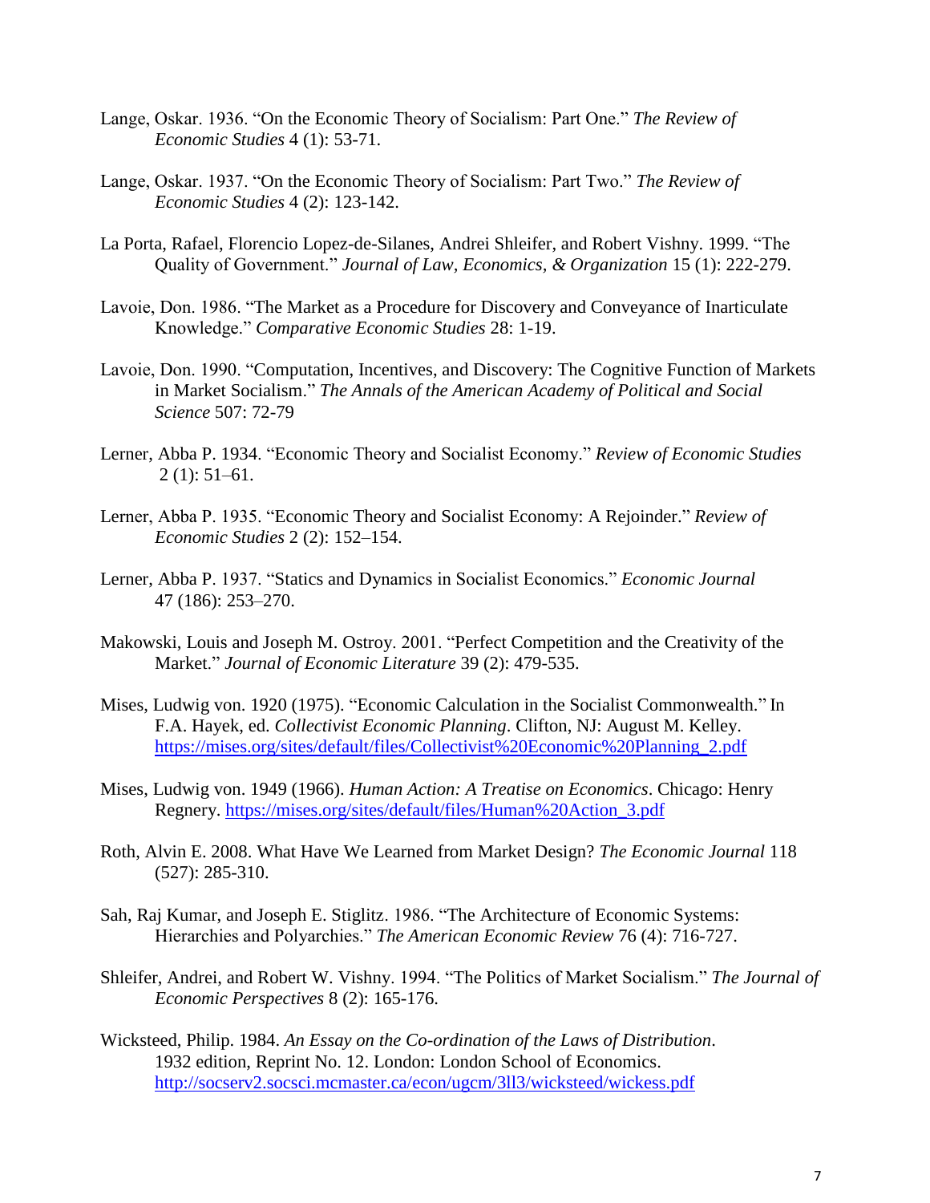Lange, Oskar. 1936. "On the Economic Theory of Socialism: Part One." *The Review of Economic Studies* 4 (1): 53-71.

Lange, Oskar. 1937. "On the Economic Theory of Socialism: Part Two." *The Review of Economic Studies* 4 (2): 123-142.

La Porta, Rafael, Florencio Lopez-de-Silanes, Andrei Shleifer, and Robert Vishny. 1999. "The Quality of Government." *Journal of Law, Economics, & Organization* 15 (1): 222-279.

Lavoie, Don. 1986. "The Market as a Procedure for Discovery and Conveyance of Inarticulate Knowledge." *Comparative Economic Studies* 28: 1-19.

Lavoie, Don. 1990. "Computation, Incentives, and Discovery: The Cognitive Function of Markets in Market Socialism." *The Annals of the American Academy of Political and Social Science* 507: 72-79

Lerner, Abba P. 1934. "Economic Theory and Socialist Economy." *Review of Economic Studies* 2 (1): 51–61.

Lerner, Abba P. 1935. "Economic Theory and Socialist Economy: A Rejoinder." *Review of Economic Studies* 2 (2): 152–154.

Lerner, Abba P. 1937. "Statics and Dynamics in Socialist Economics." *Economic Journal* 47 (186): 253–270.

Makowski, Louis and Joseph M. Ostroy. 2001. "Perfect Competition and the Creativity of the Market." *Journal of Economic Literature* 39 (2): 479-535.

Mises, Ludwig von. 1920 (1975). "Economic Calculation in the Socialist Commonwealth." In F.A. Hayek, ed. *Collectivist Economic Planning*. Clifton, NJ: August M. Kelley. https://mises.org/sites/default/files/Collectivist%20Economic%20Planning_2.pdf

Mises, Ludwig von. 1949 (1966). *Human Action: A Treatise on Economics*. Chicago: Henry Regnery. https://mises.org/sites/default/files/Human%20Action_3.pdf

Roth, Alvin E. 2008. What Have We Learned from Market Design? *The Economic Journal* 118 (527): 285-310.

Sah, Raj Kumar, and Joseph E. Stiglitz. 1986. "The Architecture of Economic Systems: Hierarchies and Polyarchies." *The American Economic Review* 76 (4): 716-727.

Shleifer, Andrei, and Robert W. Vishny. 1994. "The Politics of Market Socialism." *The Journal of Economic Perspectives* 8 (2): 165-176.

Wicksteed, Philip. 1984. *An Essay on the Co-ordination of the Laws of Distribution*. 1932 edition, Reprint No. 12. London: London School of Economics. http://socserv2.socsci.mcmaster.ca/econ/ugcm/3ll3/wicksteed/wickess.pdf